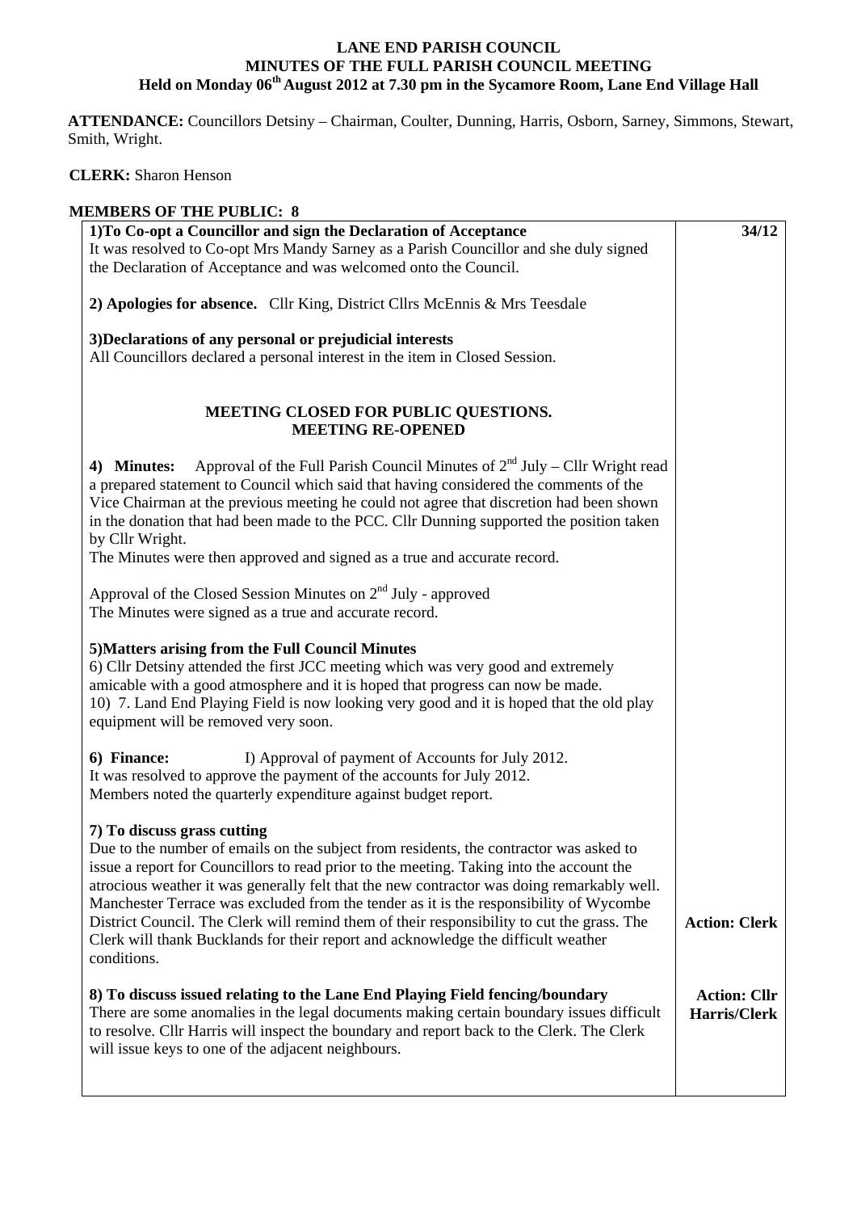# LANE END PARISH COUNCIL
## MINUTES OF THE FULL PARISH COUNCIL MEETING
### Held on Monday 06th August 2012 at 7.30 pm in the Sycamore Room, Lane End Village Hall

**ATTENDANCE:** Councillors Detsiny – Chairman, Coulter, Dunning, Harris, Osborn, Sarney, Simmons, Stewart, Smith, Wright.

**CLERK:** Sharon Henson

**MEMBERS OF THE PUBLIC: 8**

| | |
|---|---|
| **1)To Co-opt a Councillor and sign the Declaration of Acceptance**<br>It was resolved to Co-opt Mrs Mandy Sarney as a Parish Councillor and she duly signed the Declaration of Acceptance and was welcomed onto the Council. | **34/12** |
| **2) Apologies for absence.** Cllr King, District Cllrs McEnnis & Mrs Teesdale | |
| **3)Declarations of any personal or prejudicial interests**<br>All Councillors declared a personal interest in the item in Closed Session. | |
| **MEETING CLOSED FOR PUBLIC QUESTIONS.**<br>**MEETING RE-OPENED** | |
| **4) Minutes:** Approval of the Full Parish Council Minutes of 2nd July – Cllr Wright read a prepared statement to Council which said that having considered the comments of the Vice Chairman at the previous meeting he could not agree that discretion had been shown in the donation that had been made to the PCC. Cllr Dunning supported the position taken by Cllr Wright.<br>The Minutes were then approved and signed as a true and accurate record.<br><br>Approval of the Closed Session Minutes on 2nd July - approved<br>The Minutes were signed as a true and accurate record. | |
| **5)Matters arising from the Full Council Minutes**<br>6) Cllr Detsiny attended the first JCC meeting which was very good and extremely amicable with a good atmosphere and it is hoped that progress can now be made.<br>10) 7. Land End Playing Field is now looking very good and it is hoped that the old play equipment will be removed very soon. | |
| **6) Finance:** I) Approval of payment of Accounts for July 2012.<br>It was resolved to approve the payment of the accounts for July 2012.<br>Members noted the quarterly expenditure against budget report. | |
| **7) To discuss grass cutting**<br>Due to the number of emails on the subject from residents, the contractor was asked to issue a report for Councillors to read prior to the meeting. Taking into the account the atrocious weather it was generally felt that the new contractor was doing remarkably well. Manchester Terrace was excluded from the tender as it is the responsibility of Wycombe District Council. The Clerk will remind them of their responsibility to cut the grass. The Clerk will thank Bucklands for their report and acknowledge the difficult weather conditions. | **Action: Clerk** |
| **8) To discuss issued relating to the Lane End Playing Field fencing/boundary**<br>There are some anomalies in the legal documents making certain boundary issues difficult to resolve. Cllr Harris will inspect the boundary and report back to the Clerk. The Clerk will issue keys to one of the adjacent neighbours. | **Action: Cllr Harris/Clerk** |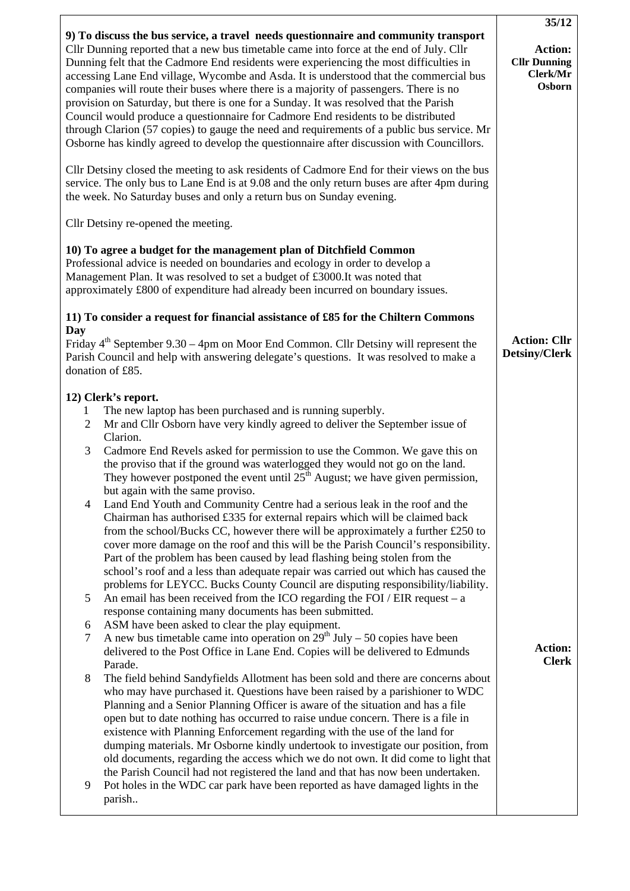35/12

**9) To discuss the bus service, a travel needs questionnaire and community transport**

Cllr Dunning reported that a new bus timetable came into force at the end of July. Cllr Dunning felt that the Cadmore End residents were experiencing the most difficulties in accessing Lane End village, Wycombe and Asda. It is understood that the commercial bus companies will route their buses where there is a majority of passengers. There is no provision on Saturday, but there is one for a Sunday. It was resolved that the Parish Council would produce a questionnaire for Cadmore End residents to be distributed through Clarion (57 copies) to gauge the need and requirements of a public bus service. Mr Osborne has kindly agreed to develop the questionnaire after discussion with Councillors.

**Action: Cllr Dunning Clerk/Mr Osborn**

Cllr Detsiny closed the meeting to ask residents of Cadmore End for their views on the bus service. The only bus to Lane End is at 9.08 and the only return buses are after 4pm during the week. No Saturday buses and only a return bus on Sunday evening.

Cllr Detsiny re-opened the meeting.

**10) To agree a budget for the management plan of Ditchfield Common**

Professional advice is needed on boundaries and ecology in order to develop a Management Plan. It was resolved to set a budget of £3000.It was noted that approximately £800 of expenditure had already been incurred on boundary issues.

**11) To consider a request for financial assistance of £85 for the Chiltern Commons Day**

Friday 4th September 9.30 – 4pm on Moor End Common. Cllr Detsiny will represent the Parish Council and help with answering delegate's questions. It was resolved to make a donation of £85.

**Action: Cllr Detsiny/Clerk**

**12) Clerk's report.**

1. The new laptop has been purchased and is running superbly.
2. Mr and Cllr Osborn have very kindly agreed to deliver the September issue of Clarion.
3. Cadmore End Revels asked for permission to use the Common. We gave this on the proviso that if the ground was waterlogged they would not go on the land. They however postponed the event until 25th August; we have given permission, but again with the same proviso.
4. Land End Youth and Community Centre had a serious leak in the roof and the Chairman has authorised £335 for external repairs which will be claimed back from the school/Bucks CC, however there will be approximately a further £250 to cover more damage on the roof and this will be the Parish Council's responsibility. Part of the problem has been caused by lead flashing being stolen from the school's roof and a less than adequate repair was carried out which has caused the problems for LEYCC. Bucks County Council are disputing responsibility/liability.
5. An email has been received from the ICO regarding the FOI / EIR request – a response containing many documents has been submitted.
6. ASM have been asked to clear the play equipment.
7. A new bus timetable came into operation on 29th July – 50 copies have been delivered to the Post Office in Lane End. Copies will be delivered to Edmunds Parade.
8. The field behind Sandyfields Allotment has been sold and there are concerns about who may have purchased it. Questions have been raised by a parishioner to WDC Planning and a Senior Planning Officer is aware of the situation and has a file open but to date nothing has occurred to raise undue concern. There is a file in existence with Planning Enforcement regarding with the use of the land for dumping materials. Mr Osborne kindly undertook to investigate our position, from old documents, regarding the access which we do not own. It did come to light that the Parish Council had not registered the land and that has now been undertaken.
9. Pot holes in the WDC car park have been reported as have damaged lights in the parish..

**Action: Clerk**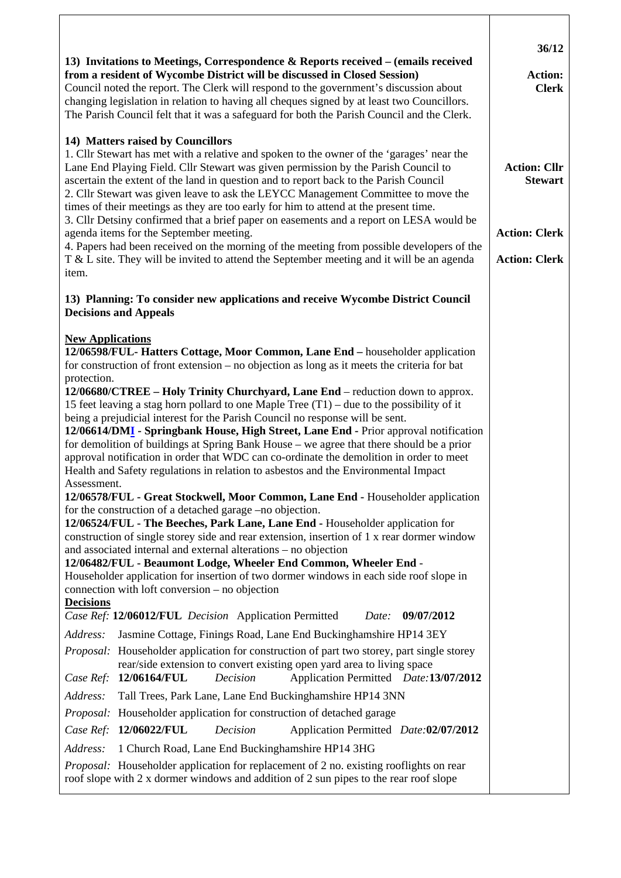36/12

**13) Invitations to Meetings, Correspondence & Reports received – (emails received from a resident of Wycombe District will be discussed in Closed Session)**

Council noted the report. The Clerk will respond to the government's discussion about changing legislation in relation to having all cheques signed by at least two Councillors. The Parish Council felt that it was a safeguard for both the Parish Council and the Clerk.

**Action: Clerk**

**14) Matters raised by Councillors**

1. Cllr Stewart has met with a relative and spoken to the owner of the 'garages' near the Lane End Playing Field. Cllr Stewart was given permission by the Parish Council to ascertain the extent of the land in question and to report back to the Parish Council **Action: Cllr Stewart**
2. Cllr Stewart was given leave to ask the LEYCC Management Committee to move the times of their meetings as they are too early for him to attend at the present time.
3. Cllr Detsiny confirmed that a brief paper on easements and a report on LESA would be agenda items for the September meeting. **Action: Clerk**
4. Papers had been received on the morning of the meeting from possible developers of the T & L site. They will be invited to attend the September meeting and it will be an agenda item. **Action: Clerk**

**13) Planning: To consider new applications and receive Wycombe District Council Decisions and Appeals**

**New Applications**

**12/06598/FUL- Hatters Cottage, Moor Common, Lane End –** householder application for construction of front extension – no objection as long as it meets the criteria for bat protection.

**12/06680/CTREE – Holy Trinity Churchyard, Lane End** – reduction down to approx. 15 feet leaving a stag horn pollard to one Maple Tree (T1) – due to the possibility of it being a prejudicial interest for the Parish Council no response will be sent.

**12/06614/DMI - Springbank House, High Street, Lane End -** Prior approval notification for demolition of buildings at Spring Bank House – we agree that there should be a prior approval notification in order that WDC can co-ordinate the demolition in order to meet Health and Safety regulations in relation to asbestos and the Environmental Impact Assessment.

**12/06578/FUL - Great Stockwell, Moor Common, Lane End -** Householder application for the construction of a detached garage –no objection.

**12/06524/FUL - The Beeches, Park Lane, Lane End -** Householder application for construction of single storey side and rear extension, insertion of 1 x rear dormer window and associated internal and external alterations – no objection

**12/06482/FUL - Beaumont Lodge, Wheeler End Common, Wheeler End** - Householder application for insertion of two dormer windows in each side roof slope in connection with loft conversion – no objection

**Decisions**

*Case Ref:* **12/06012/FUL** *Decision* Application Permitted *Date:* **09/07/2012**

*Address:* Jasmine Cottage, Finings Road, Lane End Buckinghamshire HP14 3EY

*Proposal:* Householder application for construction of part two storey, part single storey rear/side extension to convert existing open yard area to living space

*Case Ref:* **12/06164/FUL** *Decision* Application Permitted *Date:* **13/07/2012**

*Address:* Tall Trees, Park Lane, Lane End Buckinghamshire HP14 3NN

*Proposal:* Householder application for construction of detached garage

*Case Ref:* **12/06022/FUL** *Decision* Application Permitted *Date:* **02/07/2012**

*Address:* 1 Church Road, Lane End Buckinghamshire HP14 3HG

*Proposal:* Householder application for replacement of 2 no. existing rooflights on rear roof slope with 2 x dormer windows and addition of 2 sun pipes to the rear roof slope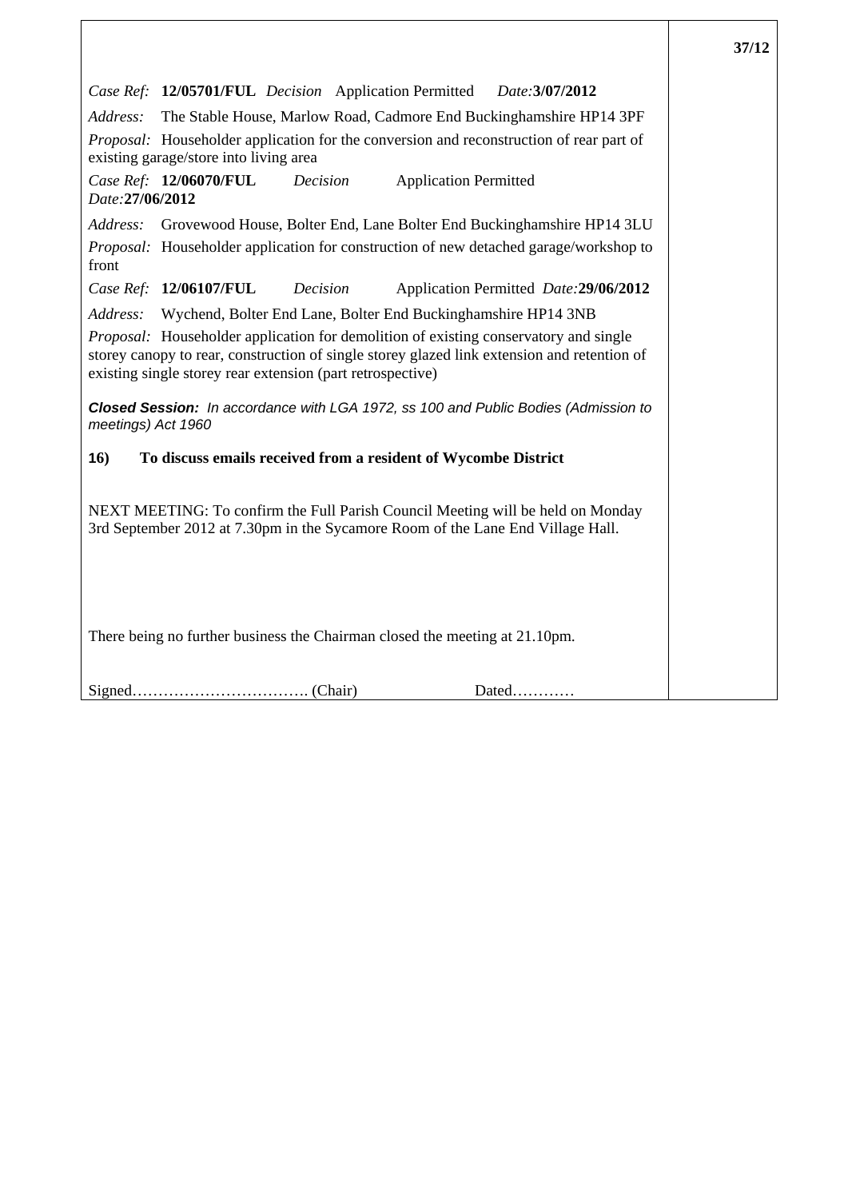*Case Ref:* **12/05701/FUL** *Decision* Application Permitted *Date:***3/07/2012**

*Address:* The Stable House, Marlow Road, Cadmore End Buckinghamshire HP14 3PF

*Proposal:* Householder application for the conversion and reconstruction of rear part of existing garage/store into living area

*Case Ref:* **12/06070/FUL** *Decision* Application Permitted *Date:***27/06/2012**

*Address:* Grovewood House, Bolter End, Lane Bolter End Buckinghamshire HP14 3LU

*Proposal:* Householder application for construction of new detached garage/workshop to front

*Case Ref:* **12/06107/FUL** *Decision* Application Permitted *Date:***29/06/2012**

*Address:* Wychend, Bolter End Lane, Bolter End Buckinghamshire HP14 3NB

*Proposal:* Householder application for demolition of existing conservatory and single storey canopy to rear, construction of single storey glazed link extension and retention of existing single storey rear extension (part retrospective)

***Closed Session:*** *In accordance with LGA 1972, ss 100 and Public Bodies (Admission to meetings) Act 1960*

**16) To discuss emails received from a resident of Wycombe District**

NEXT MEETING: To confirm the Full Parish Council Meeting will be held on Monday 3rd September 2012 at 7.30pm in the Sycamore Room of the Lane End Village Hall.

There being no further business the Chairman closed the meeting at 21.10pm.

Signed……………………………. (Chair) Dated…………